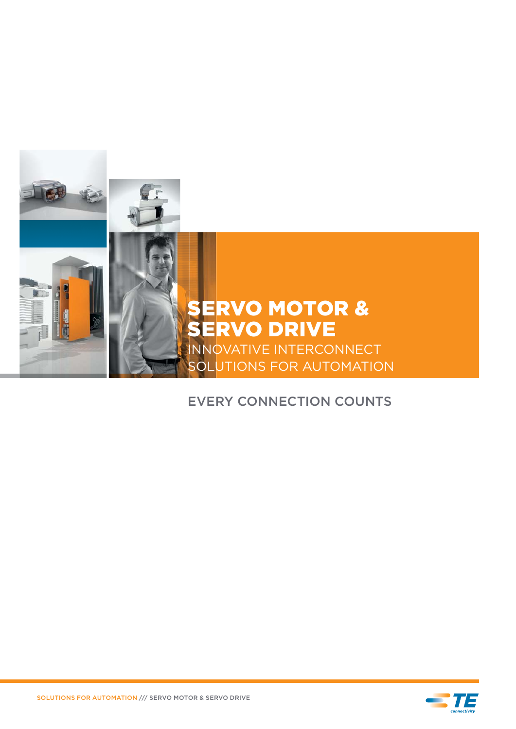# SERVO MOTOR & SERVO DRIVE

INNOVATIVE INTERCONNECT SOLUTIONS FOR AUTOMATION

EVERY CONNECTION COUNTS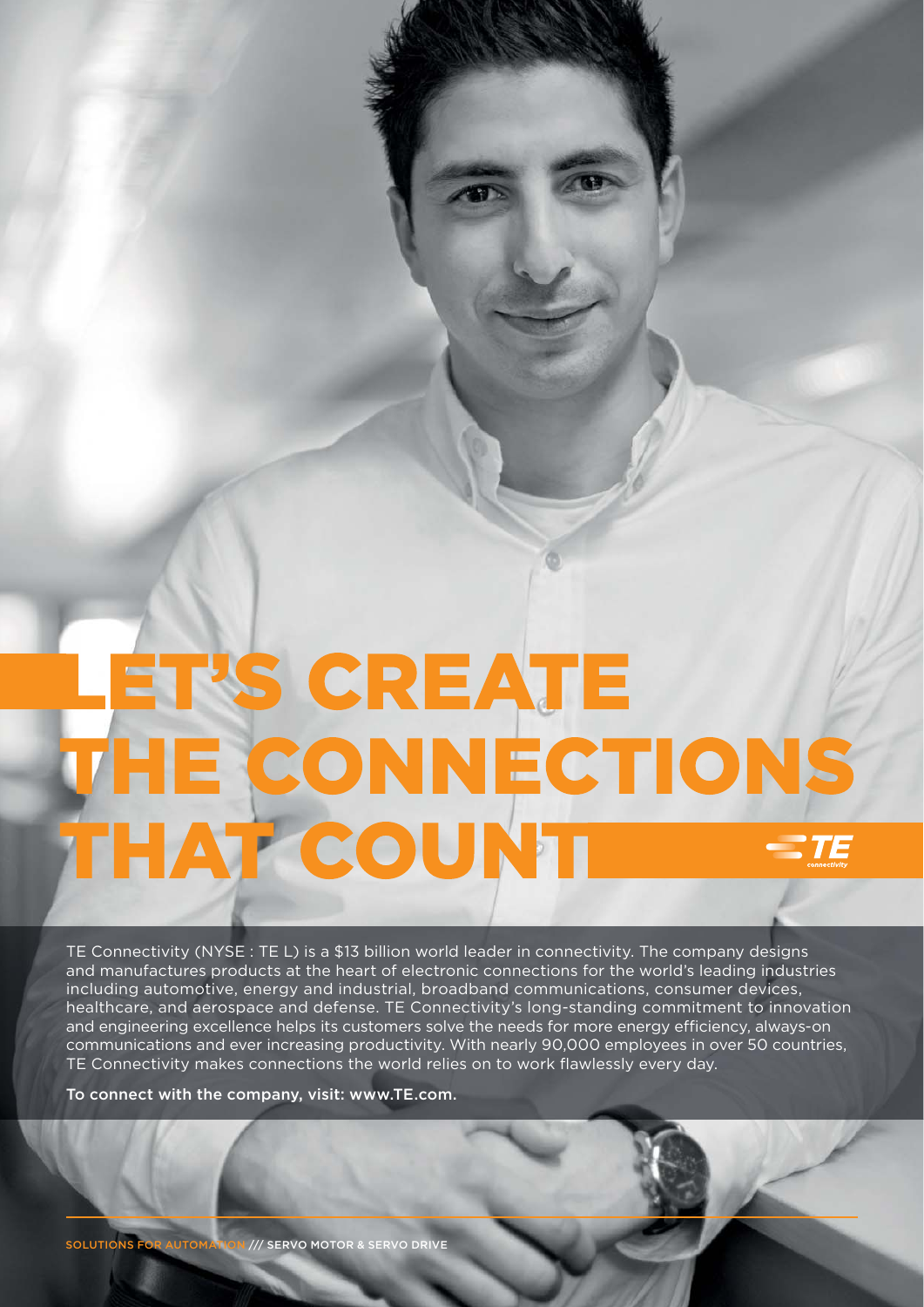# LET'S CREATE THE CONNECTIONS THAT COUNT

TE Connectivity (NYSE : TE L) is a $13 billion world leader in connectivity. The company designs and manufactures products at the heart of electronic connections for the world's leading industries including automotive, energy and industrial, broadband communications, consumer devices, healthcare, and aerospace and defense. TE Connectivity's long-standing commitment to innovation and engineering excellence helps its customers solve the needs for more energy efficiency, always-on communications and ever increasing productivity. With nearly 90,000 employees in over 50 countries, TE Connectivity makes connections the world relies on to work flawlessly every day.

**To connect with the company, visit: www.TE.com.**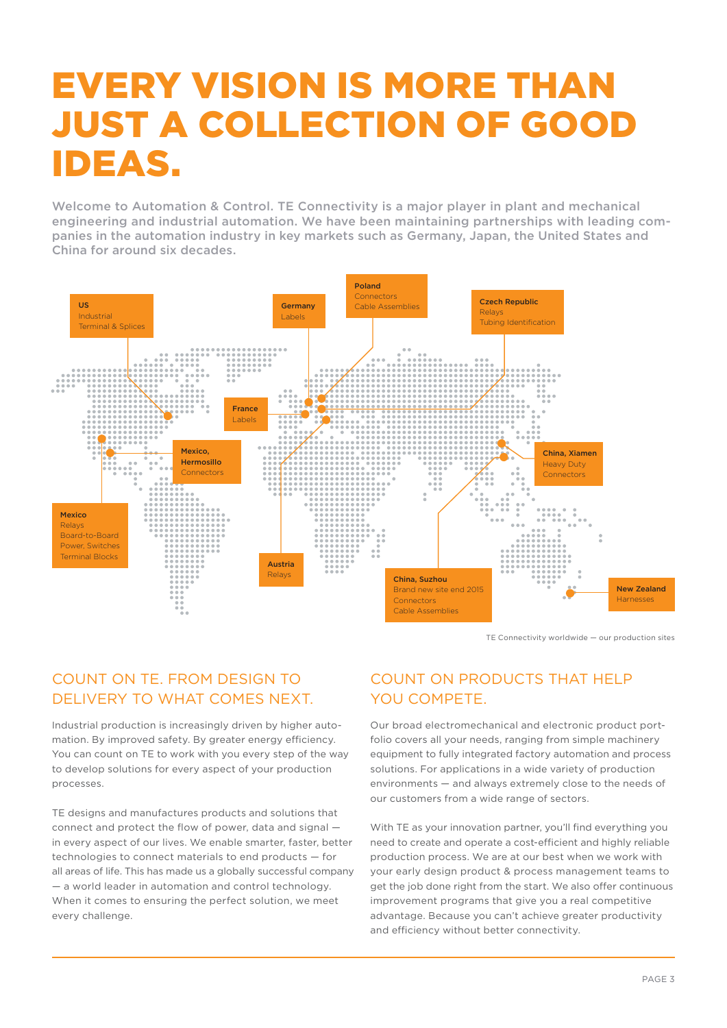# EVERY VISION IS MORE THAN JUST A COLLECTION OF GOOD IDEAS.

Welcome to Automation & Control. TE Connectivity is a major player in plant and mechanical engineering and industrial automation. We have been maintaining partnerships with leading companies in the automation industry in key markets such as Germany, Japan, the United States and China for around six decades.

**US**
Industrial
Terminal & Splices

**Germany**
Labels

**Poland**
Connectors
Cable Assemblies

**Czech Republic**
Relays
Tubing Identification

**France**
Labels

**Mexico, Hermosillo**
Connectors

**China, Xiamen**
Heavy Duty
Connectors

**Mexico**
Relays
Board-to-Board
Power, Switches
Terminal Blocks

**Austria**
Relays

**China, Suzhou**
Brand new site end 2015
Connectors
Cable Assemblies

**New Zealand**
Harnesses

TE Connectivity worldwide — our production sites

## COUNT ON TE. FROM DESIGN TO DELIVERY TO WHAT COMES NEXT.

Industrial production is increasingly driven by higher automation. By improved safety. By greater energy efficiency. You can count on TE to work with you every step of the way to develop solutions for every aspect of your production processes.

TE designs and manufactures products and solutions that connect and protect the flow of power, data and signal — in every aspect of our lives. We enable smarter, faster, better technologies to connect materials to end products — for all areas of life. This has made us a globally successful company — a world leader in automation and control technology. When it comes to ensuring the perfect solution, we meet every challenge.

## COUNT ON PRODUCTS THAT HELP YOU COMPETE.

Our broad electromechanical and electronic product portfolio covers all your needs, ranging from simple machinery equipment to fully integrated factory automation and process solutions. For applications in a wide variety of production environments — and always extremely close to the needs of our customers from a wide range of sectors.

With TE as your innovation partner, you'll find everything you need to create and operate a cost-efficient and highly reliable production process. We are at our best when we work with your early design product & process management teams to get the job done right from the start. We also offer continuous improvement programs that give you a real competitive advantage. Because you can't achieve greater productivity and efficiency without better connectivity.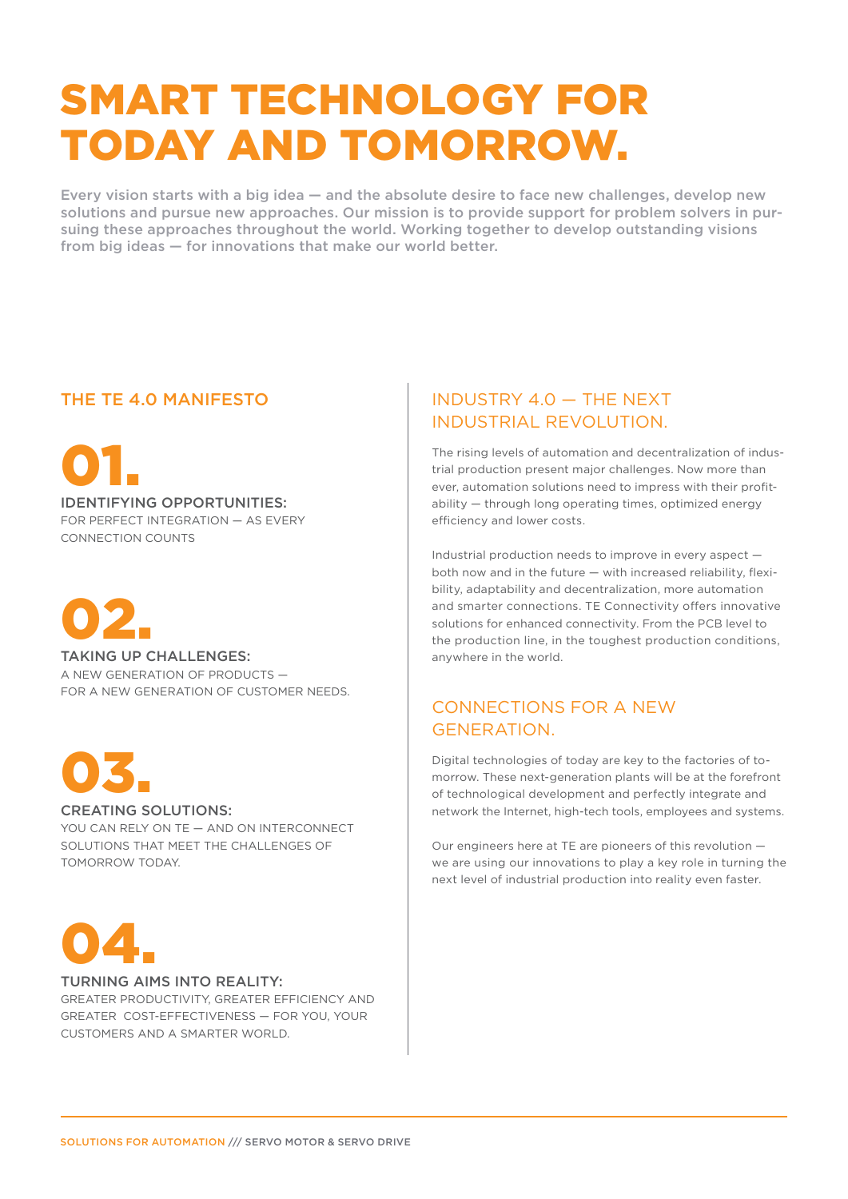# SMART TECHNOLOGY FOR TODAY AND TOMORROW.

Every vision starts with a big idea — and the absolute desire to face new challenges, develop new solutions and pursue new approaches. Our mission is to provide support for problem solvers in pursuing these approaches throughout the world. Working together to develop outstanding visions from big ideas — for innovations that make our world better.

## THE TE 4.0 MANIFESTO

**01.**

IDENTIFYING OPPORTUNITIES:
FOR PERFECT INTEGRATION — AS EVERY CONNECTION COUNTS

**02.**

TAKING UP CHALLENGES:
A NEW GENERATION OF PRODUCTS — FOR A NEW GENERATION OF CUSTOMER NEEDS.

**03.**

CREATING SOLUTIONS:
YOU CAN RELY ON TE — AND ON INTERCONNECT SOLUTIONS THAT MEET THE CHALLENGES OF TOMORROW TODAY.

**04.**

TURNING AIMS INTO REALITY:
GREATER PRODUCTIVITY, GREATER EFFICIENCY AND GREATER COST-EFFECTIVENESS — FOR YOU, YOUR CUSTOMERS AND A SMARTER WORLD.

## INDUSTRY 4.0 — THE NEXT INDUSTRIAL REVOLUTION.

The rising levels of automation and decentralization of industrial production present major challenges. Now more than ever, automation solutions need to impress with their profitability — through long operating times, optimized energy efficiency and lower costs.

Industrial production needs to improve in every aspect — both now and in the future — with increased reliability, flexibility, adaptability and decentralization, more automation and smarter connections. TE Connectivity offers innovative solutions for enhanced connectivity. From the PCB level to the production line, in the toughest production conditions, anywhere in the world.

## CONNECTIONS FOR A NEW GENERATION.

Digital technologies of today are key to the factories of tomorrow. These next-generation plants will be at the forefront of technological development and perfectly integrate and network the Internet, high-tech tools, employees and systems.

Our engineers here at TE are pioneers of this revolution — we are using our innovations to play a key role in turning the next level of industrial production into reality even faster.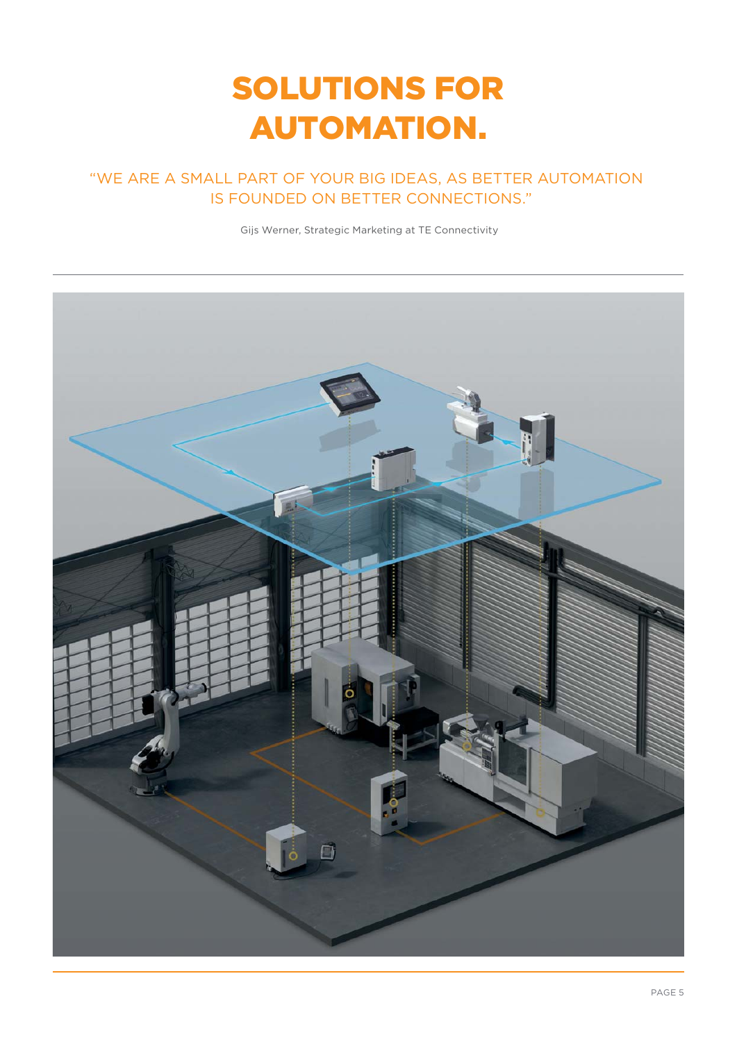# SOLUTIONS FOR AUTOMATION.

"WE ARE A SMALL PART OF YOUR BIG IDEAS, AS BETTER AUTOMATION IS FOUNDED ON BETTER CONNECTIONS."

Gijs Werner, Strategic Marketing at TE Connectivity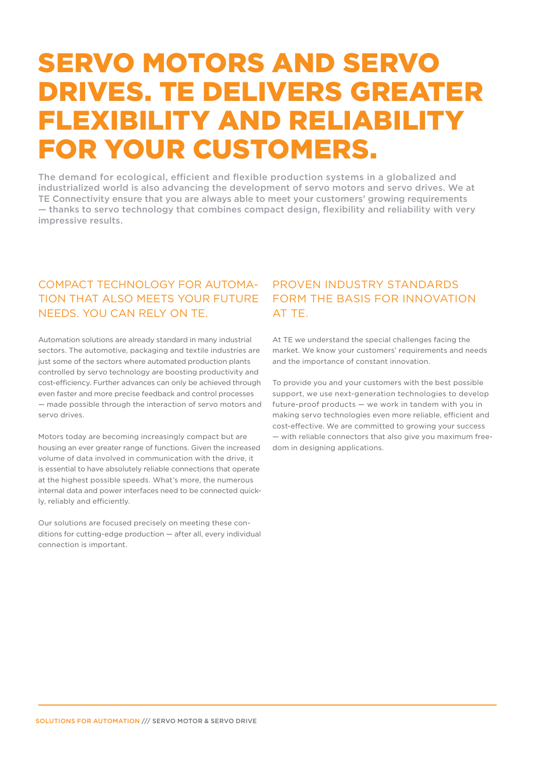# SERVO MOTORS AND SERVO DRIVES. TE DELIVERS GREATER FLEXIBILITY AND RELIABILITY FOR YOUR CUSTOMERS.

**The demand for ecological, efficient and flexible production systems in a globalized and industrialized world is also advancing the development of servo motors and servo drives. We at TE Connectivity ensure that you are always able to meet your customers' growing requirements — thanks to servo technology that combines compact design, flexibility and reliability with very impressive results.**

## COMPACT TECHNOLOGY FOR AUTOMATION THAT ALSO MEETS YOUR FUTURE NEEDS. YOU CAN RELY ON TE.

Automation solutions are already standard in many industrial sectors. The automotive, packaging and textile industries are just some of the sectors where automated production plants controlled by servo technology are boosting productivity and cost-efficiency. Further advances can only be achieved through even faster and more precise feedback and control processes — made possible through the interaction of servo motors and servo drives.

Motors today are becoming increasingly compact but are housing an ever greater range of functions. Given the increased volume of data involved in communication with the drive, it is essential to have absolutely reliable connections that operate at the highest possible speeds. What's more, the numerous internal data and power interfaces need to be connected quickly, reliably and efficiently.

Our solutions are focused precisely on meeting these conditions for cutting-edge production — after all, every individual connection is important.

## PROVEN INDUSTRY STANDARDS FORM THE BASIS FOR INNOVATION AT TE.

At TE we understand the special challenges facing the market. We know your customers' requirements and needs and the importance of constant innovation.

To provide you and your customers with the best possible support, we use next-generation technologies to develop future-proof products — we work in tandem with you in making servo technologies even more reliable, efficient and cost-effective. We are committed to growing your success — with reliable connectors that also give you maximum freedom in designing applications.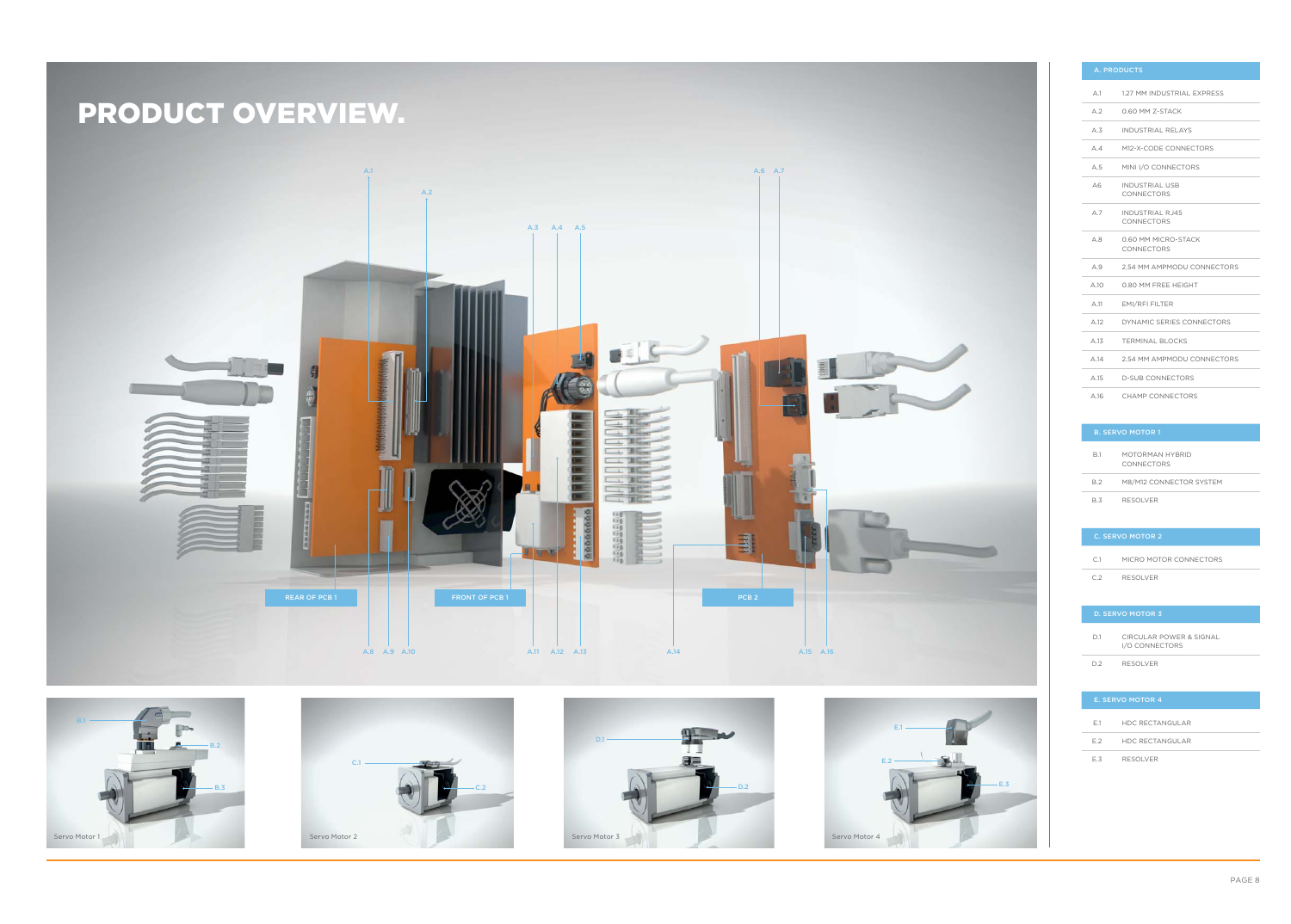# PRODUCT OVERVIEW.

REAR OF PCB 1

FRONT OF PCB 1

PCB 2

Servo Motor 1

Servo Motor 2

Servo Motor 3

Servo Motor 4

| A. PRODUCTS | |
|---|---|
| A.1 | 1.27 MM INDUSTRIAL EXPRESS |
| A.2 | 0.60 MM Z-STACK |
| A.3 | INDUSTRIAL RELAYS |
| A.4 | M12-X-CODE CONNECTORS |
| A.5 | MINI I/O CONNECTORS |
| A6 | INDUSTRIAL USB CONNECTORS |
| A.7 | INDUSTRIAL RJ45 CONNECTORS |
| A.8 | 0.60 MM MICRO-STACK CONNECTORS |
| A.9 | 2.54 MM AMPMODU CONNECTORS |
| A.10 | 0.80 MM FREE HEIGHT |
| A.11 | EMI/RFI FILTER |
| A.12 | DYNAMIC SERIES CONNECTORS |
| A.13 | TERMINAL BLOCKS |
| A.14 | 2.54 MM AMPMODU CONNECTORS |
| A.15 | D-SUB CONNECTORS |
| A.16 | CHAMP CONNECTORS |

| B. SERVO MOTOR 1 | |
|---|---|
| B.1 | MOTORMAN HYBRID CONNECTORS |
| B.2 | M8/M12 CONNECTOR SYSTEM |
| B.3 | RESOLVER |

| C. SERVO MOTOR 2 | |
|---|---|
| C.1 | MICRO MOTOR CONNECTORS |
| C.2 | RESOLVER |

| D. SERVO MOTOR 3 | |
|---|---|
| D.1 | CIRCULAR POWER & SIGNAL I/O CONNECTORS |
| D.2 | RESOLVER |

| E. SERVO MOTOR 4 | |
|---|---|
| E.1 | HDC RECTANGULAR |
| E.2 | HDC RECTANGULAR |
| E.3 | RESOLVER |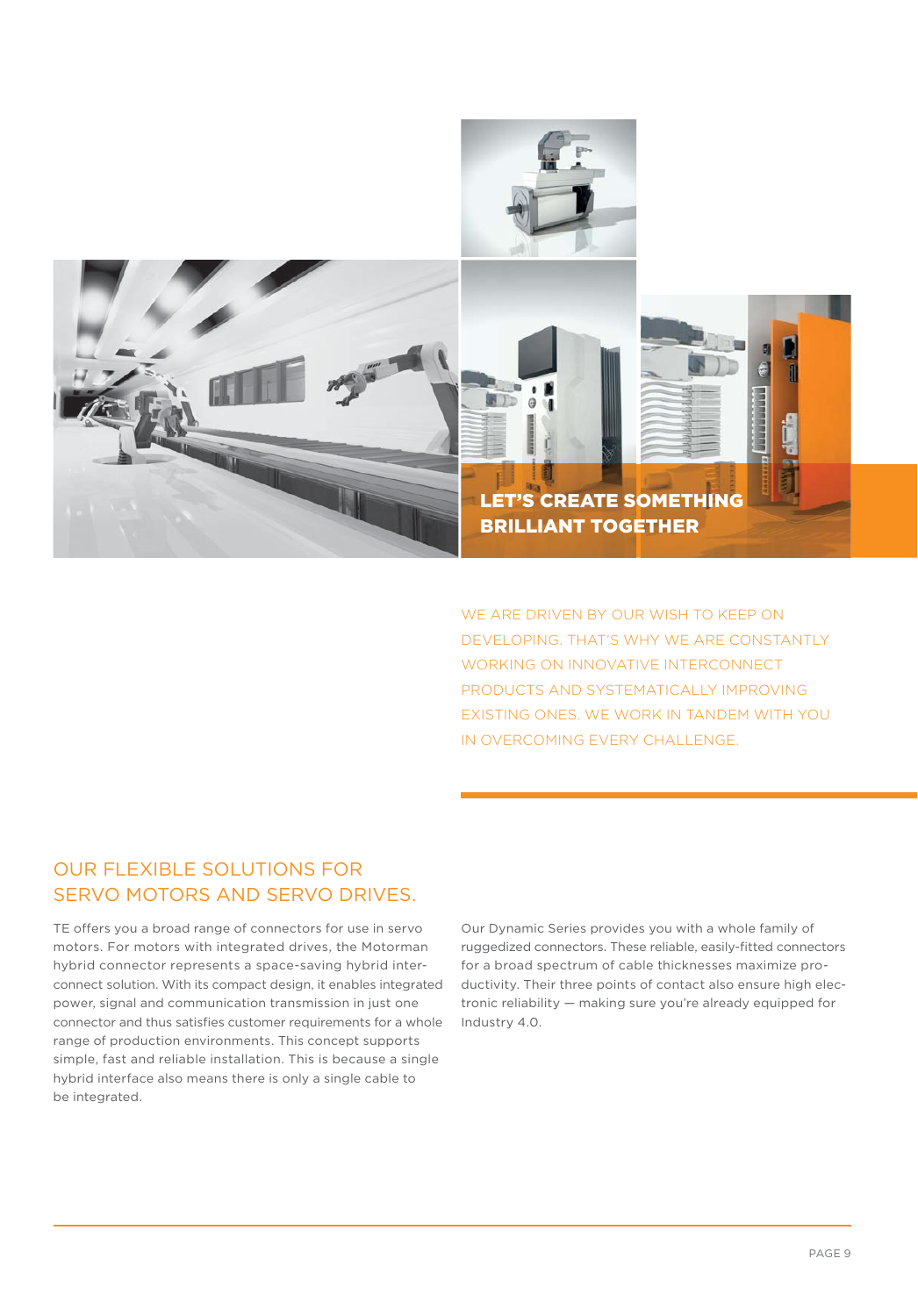## LET'S CREATE SOMETHING BRILLIANT TOGETHER

WE ARE DRIVEN BY OUR WISH TO KEEP ON DEVELOPING. THAT'S WHY WE ARE CONSTANTLY WORKING ON INNOVATIVE INTERCONNECT PRODUCTS AND SYSTEMATICALLY IMPROVING EXISTING ONES. WE WORK IN TANDEM WITH YOU IN OVERCOMING EVERY CHALLENGE.

## OUR FLEXIBLE SOLUTIONS FOR SERVO MOTORS AND SERVO DRIVES.

TE offers you a broad range of connectors for use in servo motors. For motors with integrated drives, the Motorman hybrid connector represents a space-saving hybrid interconnect solution. With its compact design, it enables integrated power, signal and communication transmission in just one connector and thus satisfies customer requirements for a whole range of production environments. This concept supports simple, fast and reliable installation. This is because a single hybrid interface also means there is only a single cable to be integrated.

Our Dynamic Series provides you with a whole family of ruggedized connectors. These reliable, easily-fitted connectors for a broad spectrum of cable thicknesses maximize productivity. Their three points of contact also ensure high electronic reliability — making sure you're already equipped for Industry 4.0.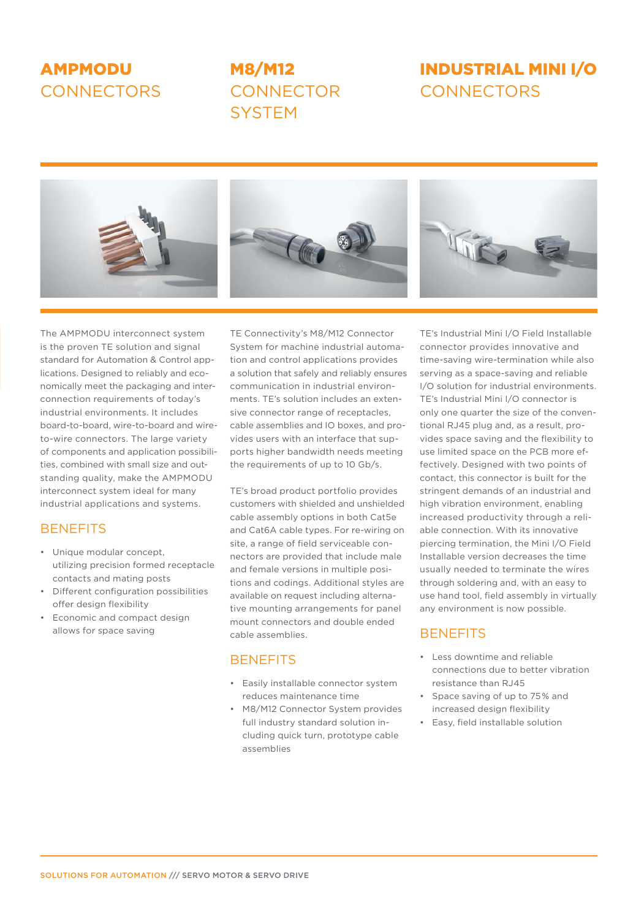## AMPMODU CONNECTORS

The AMPMODU interconnect system is the proven TE solution and signal standard for Automation & Control applications. Designed to reliably and economically meet the packaging and interconnection requirements of today's industrial environments. It includes board-to-board, wire-to-board and wire-to-wire connectors. The large variety of components and application possibilities, combined with small size and outstanding quality, make the AMPMODU interconnect system ideal for many industrial applications and systems.

### BENEFITS

- Unique modular concept, utilizing precision formed receptacle contacts and mating posts
- Different configuration possibilities offer design flexibility
- Economic and compact design allows for space saving

## M8/M12 CONNECTOR SYSTEM

TE Connectivity's M8/M12 Connector System for machine industrial automation and control applications provides a solution that safely and reliably ensures communication in industrial environments. TE's solution includes an extensive connector range of receptacles, cable assemblies and IO boxes, and provides users with an interface that supports higher bandwidth needs meeting the requirements of up to 10 Gb/s.

TE's broad product portfolio provides customers with shielded and unshielded cable assembly options in both Cat5e and Cat6A cable types. For re-wiring on site, a range of field serviceable connectors are provided that include male and female versions in multiple positions and codings. Additional styles are available on request including alternative mounting arrangements for panel mount connectors and double ended cable assemblies.

### BENEFITS

- Easily installable connector system reduces maintenance time
- M8/M12 Connector System provides full industry standard solution including quick turn, prototype cable assemblies

## INDUSTRIAL MINI I/O CONNECTORS

TE's Industrial Mini I/O Field Installable connector provides innovative and time-saving wire-termination while also serving as a space-saving and reliable I/O solution for industrial environments. TE's Industrial Mini I/O connector is only one quarter the size of the conventional RJ45 plug and, as a result, provides space saving and the flexibility to use limited space on the PCB more effectively. Designed with two points of contact, this connector is built for the stringent demands of an industrial and high vibration environment, enabling increased productivity through a reliable connection. With its innovative piercing termination, the Mini I/O Field Installable version decreases the time usually needed to terminate the wires through soldering and, with an easy to use hand tool, field assembly in virtually any environment is now possible.

### BENEFITS

- Less downtime and reliable connections due to better vibration resistance than RJ45
- Space saving of up to 75% and increased design flexibility
- Easy, field installable solution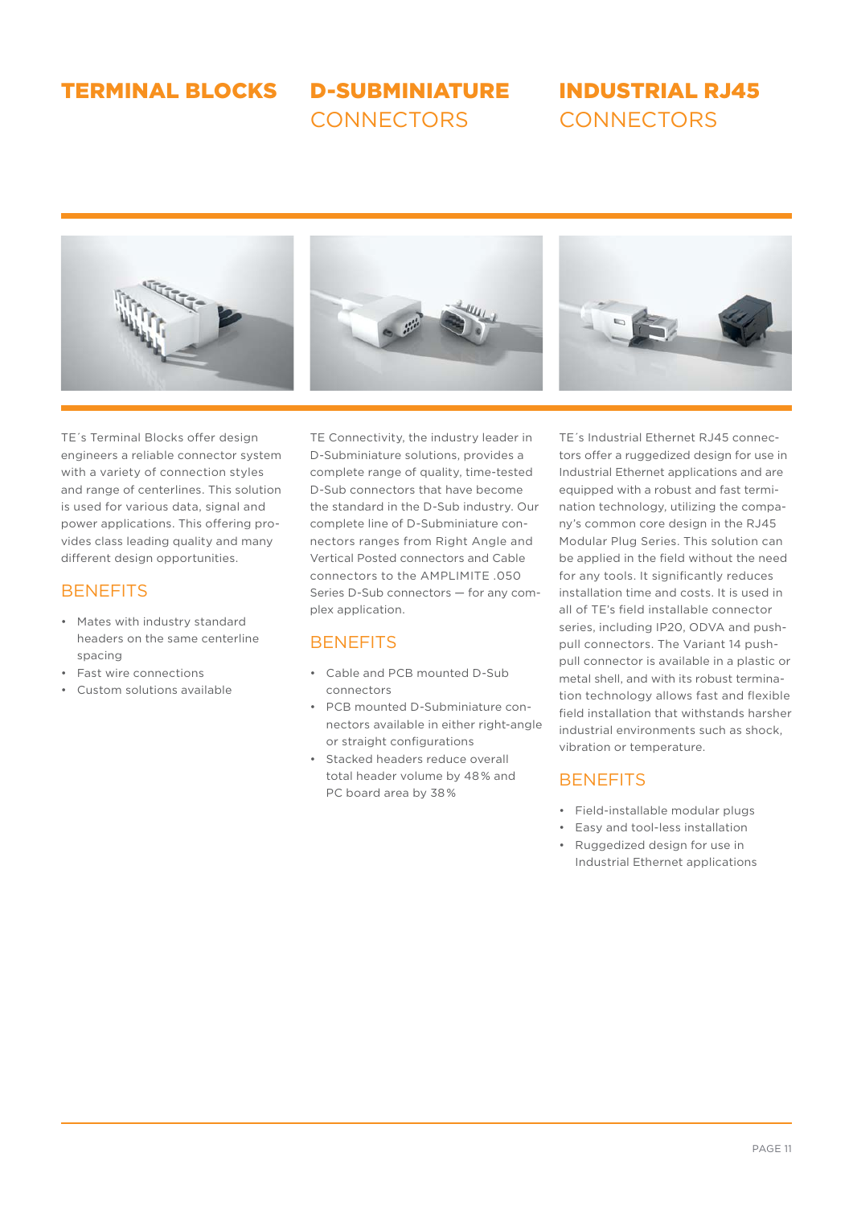## TERMINAL BLOCKS

TE´s Terminal Blocks offer design engineers a reliable connector system with a variety of connection styles and range of centerlines. This solution is used for various data, signal and power applications. This offering provides class leading quality and many different design opportunities.

### BENEFITS

- Mates with industry standard headers on the same centerline spacing
- Fast wire connections
- Custom solutions available

## D-SUBMINIATURE CONNECTORS

TE Connectivity, the industry leader in D-Subminiature solutions, provides a complete range of quality, time-tested D-Sub connectors that have become the standard in the D-Sub industry. Our complete line of D-Subminiature connectors ranges from Right Angle and Vertical Posted connectors and Cable connectors to the AMPLIMITE .050 Series D-Sub connectors — for any complex application.

### BENEFITS

- Cable and PCB mounted D-Sub connectors
- PCB mounted D-Subminiature connectors available in either right-angle or straight configurations
- Stacked headers reduce overall total header volume by 48 % and PC board area by 38 %

## INDUSTRIAL RJ45 CONNECTORS

TE´s Industrial Ethernet RJ45 connectors offer a ruggedized design for use in Industrial Ethernet applications and are equipped with a robust and fast termination technology, utilizing the company's common core design in the RJ45 Modular Plug Series. This solution can be applied in the field without the need for any tools. It significantly reduces installation time and costs. It is used in all of TE's field installable connector series, including IP20, ODVA and push-pull connectors. The Variant 14 push-pull connector is available in a plastic or metal shell, and with its robust termination technology allows fast and flexible field installation that withstands harsher industrial environments such as shock, vibration or temperature.

### BENEFITS

- Field-installable modular plugs
- Easy and tool-less installation
- Ruggedized design for use in Industrial Ethernet applications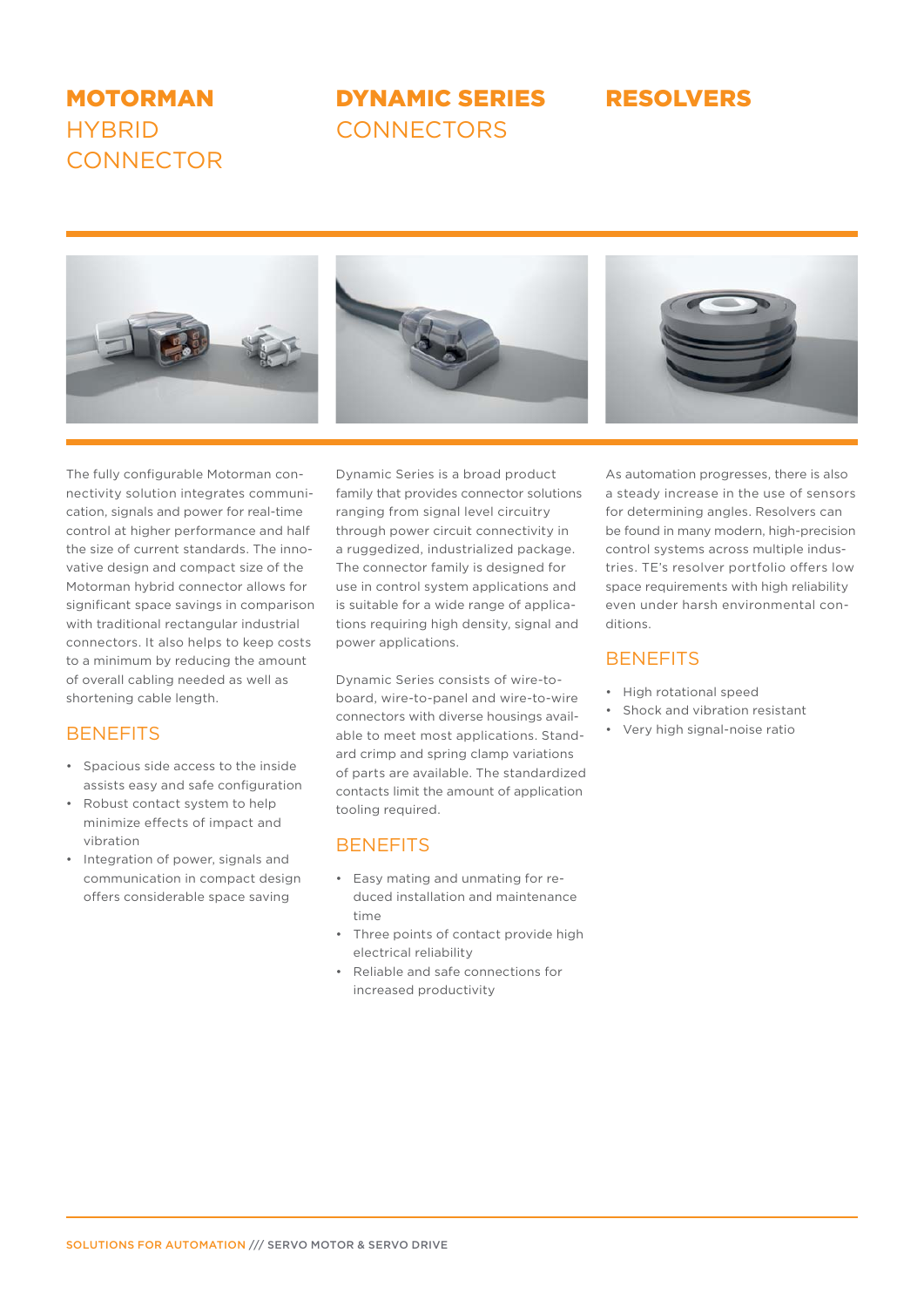## MOTORMAN HYBRID CONNECTOR

The fully configurable Motorman connectivity solution integrates communication, signals and power for real-time control at higher performance and half the size of current standards. The innovative design and compact size of the Motorman hybrid connector allows for significant space savings in comparison with traditional rectangular industrial connectors. It also helps to keep costs to a minimum by reducing the amount of overall cabling needed as well as shortening cable length.

### BENEFITS

- Spacious side access to the inside assists easy and safe configuration
- Robust contact system to help minimize effects of impact and vibration
- Integration of power, signals and communication in compact design offers considerable space saving

## DYNAMIC SERIES CONNECTORS

Dynamic Series is a broad product family that provides connector solutions ranging from signal level circuitry through power circuit connectivity in a ruggedized, industrialized package. The connector family is designed for use in control system applications and is suitable for a wide range of applications requiring high density, signal and power applications.

Dynamic Series consists of wire-to-board, wire-to-panel and wire-to-wire connectors with diverse housings available to meet most applications. Standard crimp and spring clamp variations of parts are available. The standardized contacts limit the amount of application tooling required.

### BENEFITS

- Easy mating and unmating for reduced installation and maintenance time
- Three points of contact provide high electrical reliability
- Reliable and safe connections for increased productivity

## RESOLVERS

As automation progresses, there is also a steady increase in the use of sensors for determining angles. Resolvers can be found in many modern, high-precision control systems across multiple industries. TE's resolver portfolio offers low space requirements with high reliability even under harsh environmental conditions.

### BENEFITS

- High rotational speed
- Shock and vibration resistant
- Very high signal-noise ratio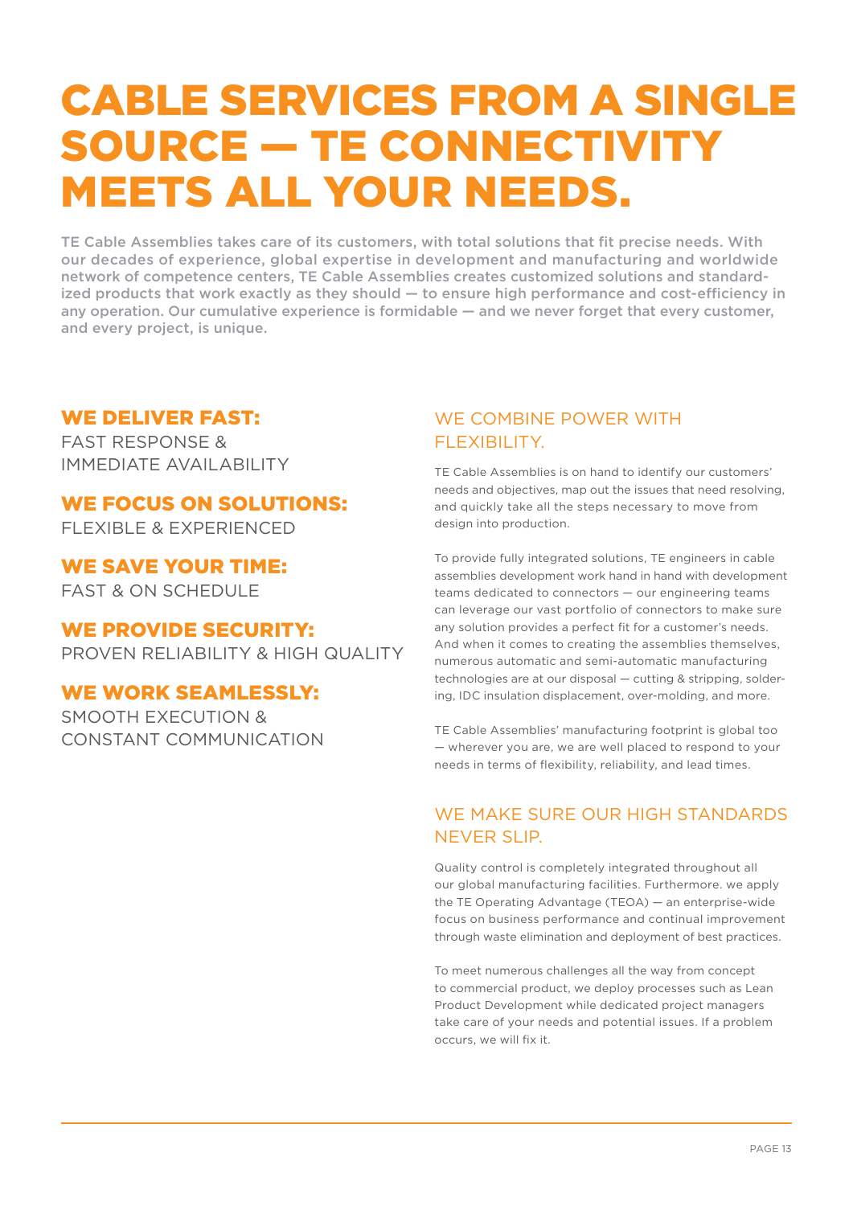# CABLE SERVICES FROM A SINGLE SOURCE — TE CONNECTIVITY MEETS ALL YOUR NEEDS.

TE Cable Assemblies takes care of its customers, with total solutions that fit precise needs. With our decades of experience, global expertise in development and manufacturing and worldwide network of competence centers, TE Cable Assemblies creates customized solutions and standardized products that work exactly as they should — to ensure high performance and cost-efficiency in any operation. Our cumulative experience is formidable — and we never forget that every customer, and every project, is unique.

### WE DELIVER FAST:
FAST RESPONSE & IMMEDIATE AVAILABILITY

### WE FOCUS ON SOLUTIONS:
FLEXIBLE & EXPERIENCED

### WE SAVE YOUR TIME:
FAST & ON SCHEDULE

### WE PROVIDE SECURITY:
PROVEN RELIABILITY & HIGH QUALITY

### WE WORK SEAMLESSLY:
SMOOTH EXECUTION & CONSTANT COMMUNICATION

## WE COMBINE POWER WITH FLEXIBILITY.

TE Cable Assemblies is on hand to identify our customers' needs and objectives, map out the issues that need resolving, and quickly take all the steps necessary to move from design into production.

To provide fully integrated solutions, TE engineers in cable assemblies development work hand in hand with development teams dedicated to connectors — our engineering teams can leverage our vast portfolio of connectors to make sure any solution provides a perfect fit for a customer's needs. And when it comes to creating the assemblies themselves, numerous automatic and semi-automatic manufacturing technologies are at our disposal — cutting & stripping, soldering, IDC insulation displacement, over-molding, and more.

TE Cable Assemblies' manufacturing footprint is global too — wherever you are, we are well placed to respond to your needs in terms of flexibility, reliability, and lead times.

## WE MAKE SURE OUR HIGH STANDARDS NEVER SLIP.

Quality control is completely integrated throughout all our global manufacturing facilities. Furthermore. we apply the TE Operating Advantage (TEOA) — an enterprise-wide focus on business performance and continual improvement through waste elimination and deployment of best practices.

To meet numerous challenges all the way from concept to commercial product, we deploy processes such as Lean Product Development while dedicated project managers take care of your needs and potential issues. If a problem occurs, we will fix it.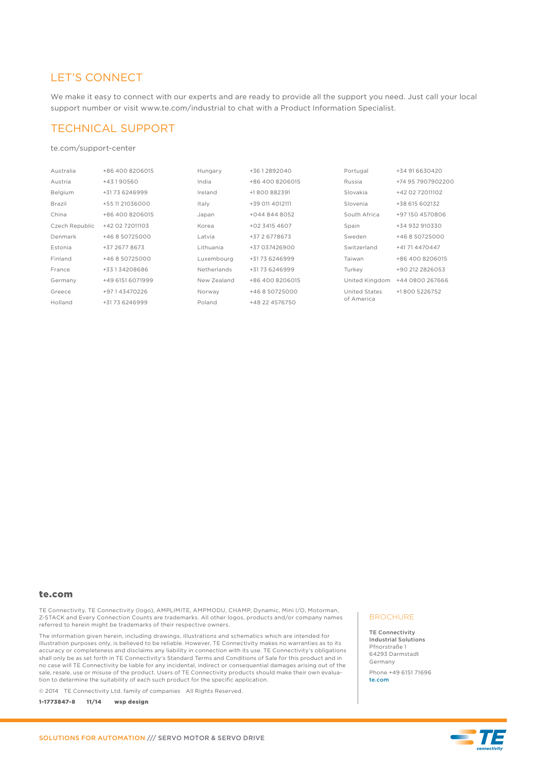## LET'S CONNECT

We make it easy to connect with our experts and are ready to provide all the support you need. Just call your local support number or visit www.te.com/industrial to chat with a Product Information Specialist.

## TECHNICAL SUPPORT

te.com/support-center

| | | | | | |
|---|---|---|---|---|---|
| Australia | +86 400 8206015 | Hungary | +36 1 2892040 | Portugal | +34 91 6630420 |
| Austria | +43 1 90560 | India | +86 400 8206015 | Russia | +74 95 7907902200 |
| Belgium | +31 73 6246999 | Ireland | +1 800 882391 | Slovakia | +42 02 72011102 |
| Brazil | +55 11 21036000 | Italy | +39 011 4012111 | Slovenia | +38 615 602132 |
| China | +86 400 8206015 | Japan | +044 844 8052 | South Africa | +97 150 4570806 |
| Czech Republic | +42 02 72011103 | Korea | +02 3415 4607 | Spain | +34 932 910330 |
| Denmark | +46 8 50725000 | Latvia | +37 2 6778673 | Sweden | +46 8 50725000 |
| Estonia | +37 2677 8673 | Lithuania | +37 037426900 | Switzerland | +41 71 4470447 |
| Finland | +46 8 50725000 | Luxembourg | +31 73 6246999 | Taiwan | +86 400 8206015 |
| France | +33 1 34208686 | Netherlands | +31 73 6246999 | Turkey | +90 212 2826053 |
| Germany | +49 6151 6071999 | New Zealand | +86 400 8206015 | United Kingdom | +44 0800 267666 |
| Greece | +97 1 43470226 | Norway | +46 8 50725000 | United States of America | +1 800 5226752 |
| Holland | +31 73 6246999 | Poland | +48 22 4576750 | | |

**te.com**

TE Connectivity, TE Connectivity (logo), AMPLIMITE, AMPMODU, CHAMP, Dynamic, Mini I/O, Motorman, Z-STACK and Every Connection Counts are trademarks. All other logos, products and/or company names referred to herein might be trademarks of their respective owners.

The information given herein, including drawings, illustrations and schematics which are intended for illustration purposes only, is believed to be reliable. However, TE Connectivity makes no warranties as to its accuracy or completeness and disclaims any liability in connection with its use. TE Connectivity's obligations shall only be as set forth in TE Connectivity's Standard Terms and Conditions of Sale for this product and in no case will TE Connectivity be liable for any incidental, indirect or consequential damages arising out of the sale, resale, use or misuse of the product. Users of TE Connectivity products should make their own evaluation to determine the suitability of each such product for the specific application.

© 2014 TE Connectivity Ltd. family of companies All Rights Reserved.

**1-1773847-8 11/14 wsp design**

BROCHURE

**TE Connectivity**
**Industrial Solutions**
Pfnorstraße 1
64293 Darmstadt
Germany

Phone +49 6151 71696
te.com

SOLUTIONS FOR AUTOMATION /// SERVO MOTOR & SERVO DRIVE